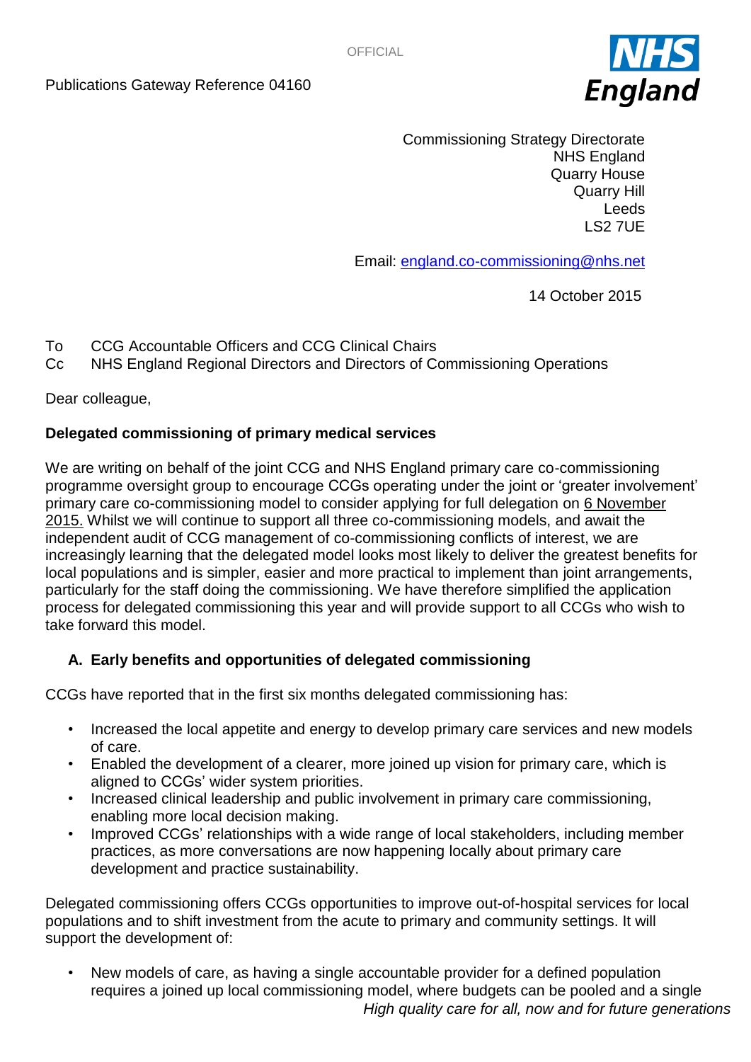OFFICIAL

Publications Gateway Reference 04160

Commissioning Strategy Directorate
NHS England
Quarry House
Quarry Hill
Leeds
LS2 7UE

Email: england.co-commissioning@nhs.net

14 October 2015

To CCG Accountable Officers and CCG Clinical Chairs
Cc NHS England Regional Directors and Directors of Commissioning Operations

Dear colleague,

**Delegated commissioning of primary medical services**

We are writing on behalf of the joint CCG and NHS England primary care co-commissioning programme oversight group to encourage CCGs operating under the joint or 'greater involvement' primary care co-commissioning model to consider applying for full delegation on 6 November 2015. Whilst we will continue to support all three co-commissioning models, and await the independent audit of CCG management of co-commissioning conflicts of interest, we are increasingly learning that the delegated model looks most likely to deliver the greatest benefits for local populations and is simpler, easier and more practical to implement than joint arrangements, particularly for the staff doing the commissioning. We have therefore simplified the application process for delegated commissioning this year and will provide support to all CCGs who wish to take forward this model.

**A. Early benefits and opportunities of delegated commissioning**

CCGs have reported that in the first six months delegated commissioning has:

- Increased the local appetite and energy to develop primary care services and new models of care.
- Enabled the development of a clearer, more joined up vision for primary care, which is aligned to CCGs' wider system priorities.
- Increased clinical leadership and public involvement in primary care commissioning, enabling more local decision making.
- Improved CCGs' relationships with a wide range of local stakeholders, including member practices, as more conversations are now happening locally about primary care development and practice sustainability.

Delegated commissioning offers CCGs opportunities to improve out-of-hospital services for local populations and to shift investment from the acute to primary and community settings. It will support the development of:

- New models of care, as having a single accountable provider for a defined population requires a joined up local commissioning model, where budgets can be pooled and a single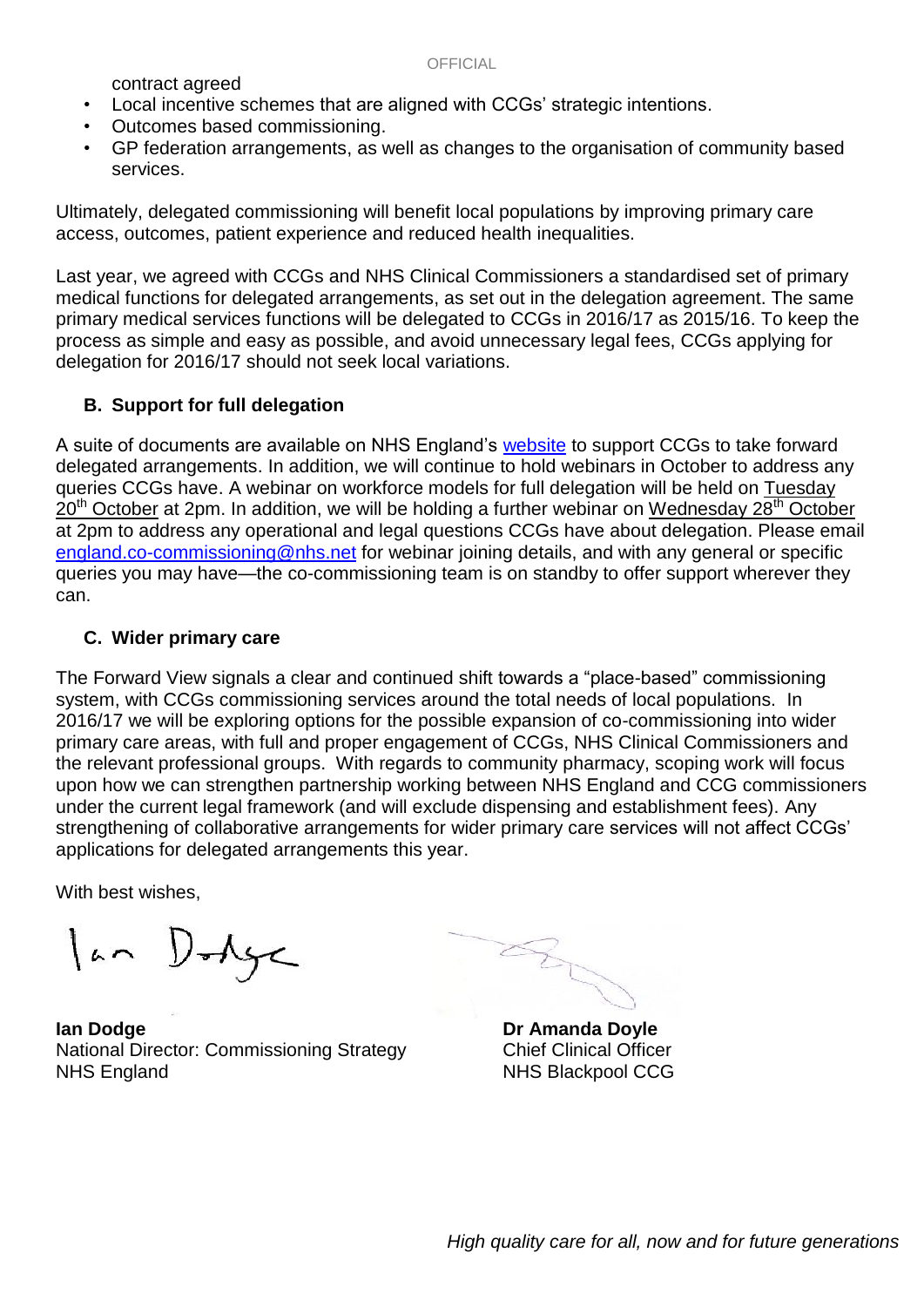contract agreed

- Local incentive schemes that are aligned with CCGs' strategic intentions.
- Outcomes based commissioning.
- GP federation arrangements, as well as changes to the organisation of community based services.

Ultimately, delegated commissioning will benefit local populations by improving primary care access, outcomes, patient experience and reduced health inequalities.

Last year, we agreed with CCGs and NHS Clinical Commissioners a standardised set of primary medical functions for delegated arrangements, as set out in the delegation agreement. The same primary medical services functions will be delegated to CCGs in 2016/17 as 2015/16. To keep the process as simple and easy as possible, and avoid unnecessary legal fees, CCGs applying for delegation for 2016/17 should not seek local variations.

### B. Support for full delegation

A suite of documents are available on NHS England's [website](website) to support CCGs to take forward delegated arrangements. In addition, we will continue to hold webinars in October to address any queries CCGs have. A webinar on workforce models for full delegation will be held on Tuesday 20th October at 2pm. In addition, we will be holding a further webinar on Wednesday 28th October at 2pm to address any operational and legal questions CCGs have about delegation. Please email england.co-commissioning@nhs.net for webinar joining details, and with any general or specific queries you may have—the co-commissioning team is on standby to offer support wherever they can.

### C. Wider primary care

The Forward View signals a clear and continued shift towards a "place-based" commissioning system, with CCGs commissioning services around the total needs of local populations. In 2016/17 we will be exploring options for the possible expansion of co-commissioning into wider primary care areas, with full and proper engagement of CCGs, NHS Clinical Commissioners and the relevant professional groups. With regards to community pharmacy, scoping work will focus upon how we can strengthen partnership working between NHS England and CCG commissioners under the current legal framework (and will exclude dispensing and establishment fees). Any strengthening of collaborative arrangements for wider primary care services will not affect CCGs' applications for delegated arrangements this year.

With best wishes,

**Ian Dodge**
National Director: Commissioning Strategy
NHS England

**Dr Amanda Doyle**
Chief Clinical Officer
NHS Blackpool CCG